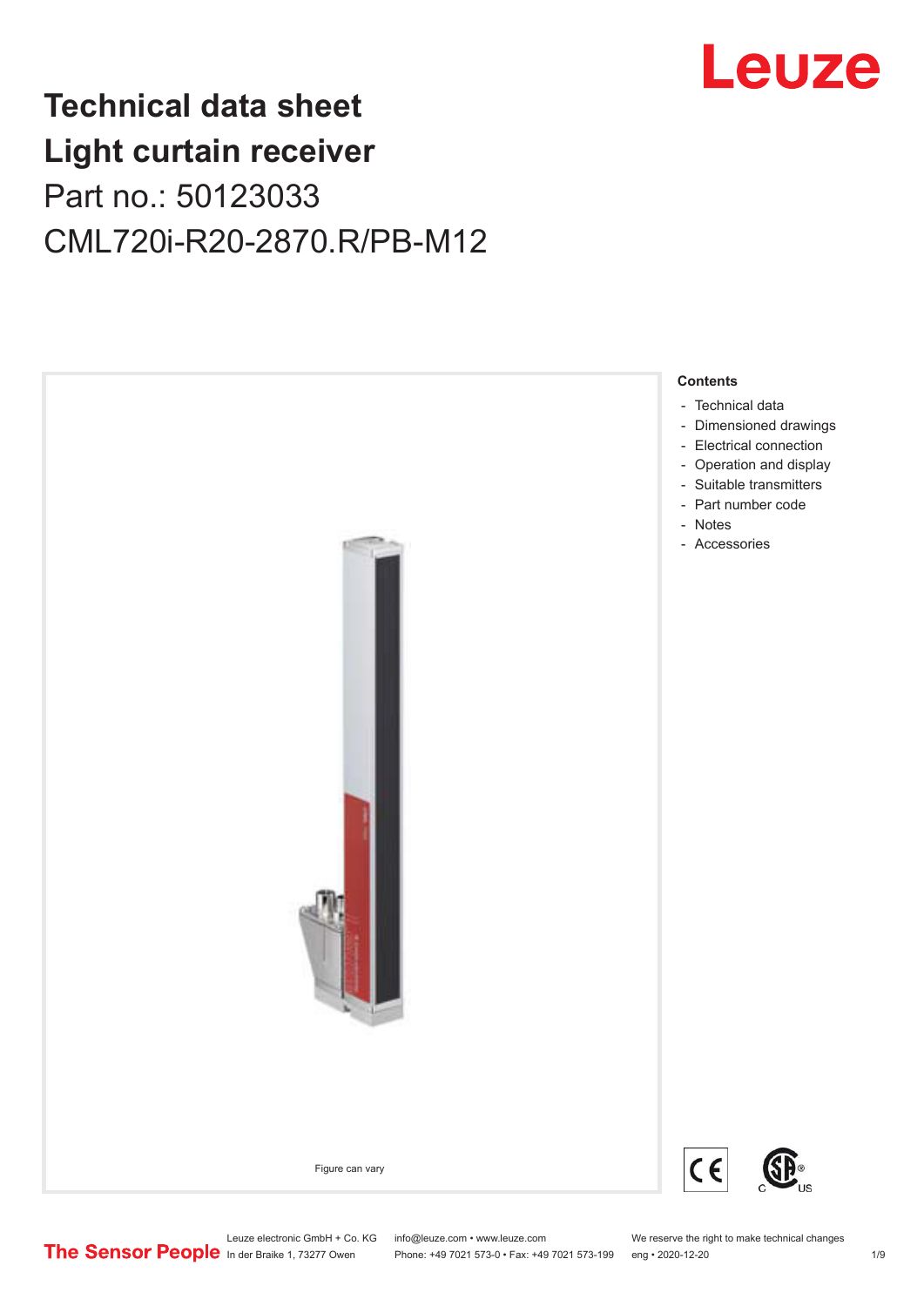# Technical data sheet Light curtain receiver

Part no.: 50123033

CML720i-R20-2870.R/PB-M12

Figure can vary

**Contents**

- Technical data
- Dimensioned drawings
- Electrical connection
- Operation and display
- Suitable transmitters
- Part number code
- Notes
- Accessories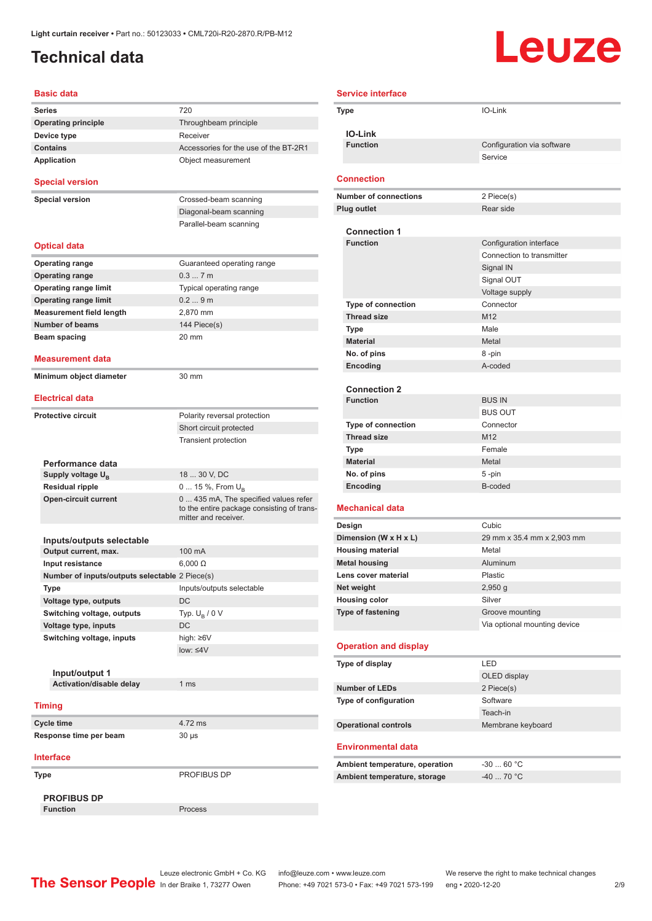Light curtain receiver • Part no.: 50123033 • CML720i-R20-2870.R/PB-M12

# Technical data

## Basic data

| | |
|---|---|
| Series | 720 |
| Operating principle | Throughbeam principle |
| Device type | Receiver |
| Contains | Accessories for the use of the BT-2R1 |
| Application | Object measurement |

## Special version

| | |
|---|---|
| Special version | Crossed-beam scanning |
| | Diagonal-beam scanning |
| | Parallel-beam scanning |

## Optical data

| | |
|---|---|
| Operating range | Guaranteed operating range |
| Operating range | 0.3 ... 7 m |
| Operating range limit | Typical operating range |
| Operating range limit | 0.2 ... 9 m |
| Measurement field length | 2,870 mm |
| Number of beams | 144 Piece(s) |
| Beam spacing | 20 mm |

## Measurement data

| | |
|---|---|
| Minimum object diameter | 30 mm |

## Electrical data

| | |
|---|---|
| Protective circuit | Polarity reversal protection |
| | Short circuit protected |
| | Transient protection |

### Performance data

| | |
|---|---|
| Supply voltage $U_B$ | 18 ... 30 V, DC |
| Residual ripple | 0 ... 15 %, From $U_B$ |
| Open-circuit current | 0 ... 435 mA, The specified values refer to the entire package consisting of transmitter and receiver. |

### Inputs/outputs selectable

| | |
|---|---|
| Output current, max. | 100 mA |
| Input resistance | 6,000 Ω |
| Number of inputs/outputs selectable | 2 Piece(s) |
| Type | Inputs/outputs selectable |
| Voltage type, outputs | DC |
| Switching voltage, outputs | Typ. $U_B$ / 0 V |
| Voltage type, inputs | DC |
| Switching voltage, inputs | high: ≥6V |
| | low: ≤4V |

#### Input/output 1

| | |
|---|---|
| Activation/disable delay | 1 ms |

## Timing

| | |
|---|---|
| Cycle time | 4.72 ms |
| Response time per beam | 30 µs |

## Interface

| | |
|---|---|
| Type | PROFIBUS DP |

### PROFIBUS DP

| | |
|---|---|
| Function | Process |

## Service interface

| | |
|---|---|
| Type | IO-Link |

### IO-Link

| | |
|---|---|
| Function | Configuration via software |
| | Service |

## Connection

| | |
|---|---|
| Number of connections | 2 Piece(s) |
| Plug outlet | Rear side |

### Connection 1

| | |
|---|---|
| Function | Configuration interface |
| | Connection to transmitter |
| | Signal IN |
| | Signal OUT |
| | Voltage supply |
| Type of connection | Connector |
| Thread size | M12 |
| Type | Male |
| Material | Metal |
| No. of pins | 8 -pin |
| Encoding | A-coded |

### Connection 2

| | |
|---|---|
| Function | BUS IN |
| | BUS OUT |
| Type of connection | Connector |
| Thread size | M12 |
| Type | Female |
| Material | Metal |
| No. of pins | 5 -pin |
| Encoding | B-coded |

## Mechanical data

| | |
|---|---|
| Design | Cubic |
| Dimension (W x H x L) | 29 mm x 35.4 mm x 2,903 mm |
| Housing material | Metal |
| Metal housing | Aluminum |
| Lens cover material | Plastic |
| Net weight | 2,950 g |
| Housing color | Silver |
| Type of fastening | Groove mounting |
| | Via optional mounting device |

## Operation and display

| | |
|---|---|
| Type of display | LED |
| | OLED display |
| Number of LEDs | 2 Piece(s) |
| Type of configuration | Software |
| | Teach-in |
| Operational controls | Membrane keyboard |

## Environmental data

| | |
|---|---|
| Ambient temperature, operation | -30 ... 60 °C |
| Ambient temperature, storage | -40 ... 70 °C |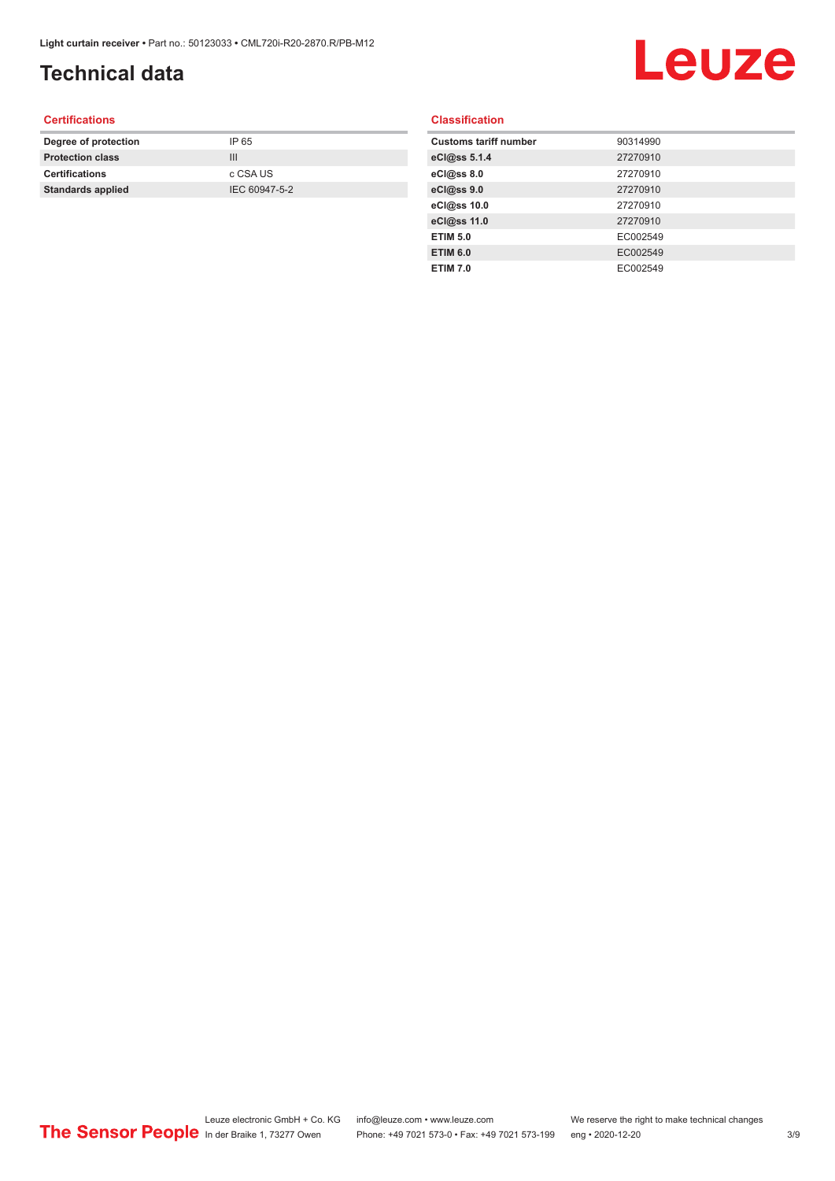# Technical data

## Certifications

| | |
|---|---|
| **Degree of protection** | IP 65 |
| **Protection class** | III |
| **Certifications** | c CSA US |
| **Standards applied** | IEC 60947-5-2 |

## Classification

| | |
|---|---|
| **Customs tariff number** | 90314990 |
| **eCl@ss 5.1.4** | 27270910 |
| **eCl@ss 8.0** | 27270910 |
| **eCl@ss 9.0** | 27270910 |
| **eCl@ss 10.0** | 27270910 |
| **eCl@ss 11.0** | 27270910 |
| **ETIM 5.0** | EC002549 |
| **ETIM 6.0** | EC002549 |
| **ETIM 7.0** | EC002549 |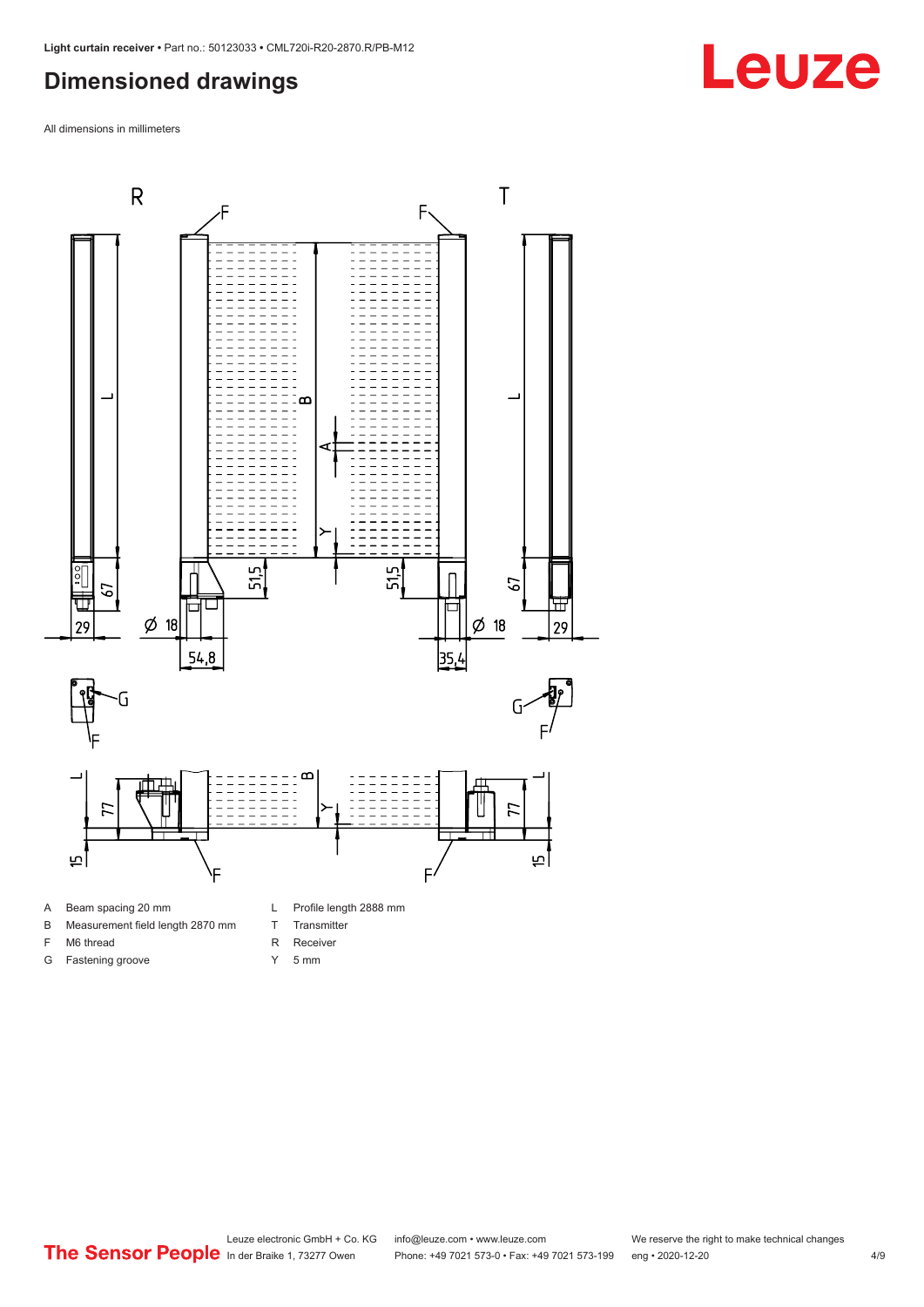## Dimensioned drawings

All dimensions in millimeters

A Beam spacing 20 mm

B Measurement field length 2870 mm

F M6 thread

G Fastening groove

L Profile length 2888 mm

T Transmitter

R Receiver

Y 5 mm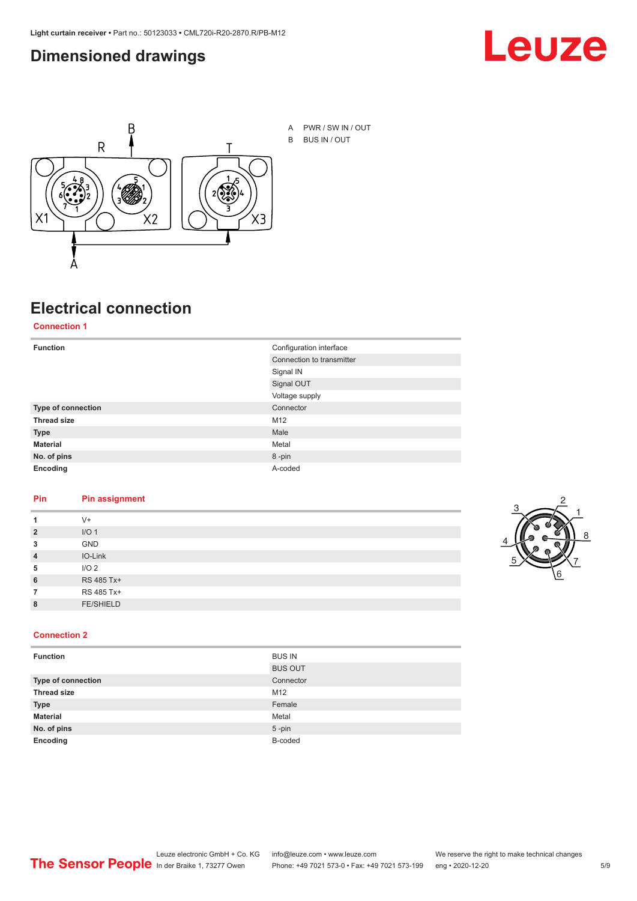## Dimensioned drawings

A PWR / SW IN / OUT

B BUS IN / OUT

## Electrical connection

### Connection 1

| Function | Configuration interface |
|---|---|
| | Connection to transmitter |
| | Signal IN |
| | Signal OUT |
| | Voltage supply |
| **Type of connection** | Connector |
| **Thread size** | M12 |
| **Type** | Male |
| **Material** | Metal |
| **No. of pins** | 8 -pin |
| **Encoding** | A-coded |

| Pin | Pin assignment |
|---|---|
| **1** | V+ |
| **2** | I/O 1 |
| **3** | GND |
| **4** | IO-Link |
| **5** | I/O 2 |
| **6** | RS 485 Tx+ |
| **7** | RS 485 Tx+ |
| **8** | FE/SHIELD |

### Connection 2

| Function | BUS IN |
|---|---|
| | BUS OUT |
| **Type of connection** | Connector |
| **Thread size** | M12 |
| **Type** | Female |
| **Material** | Metal |
| **No. of pins** | 5 -pin |
| **Encoding** | B-coded |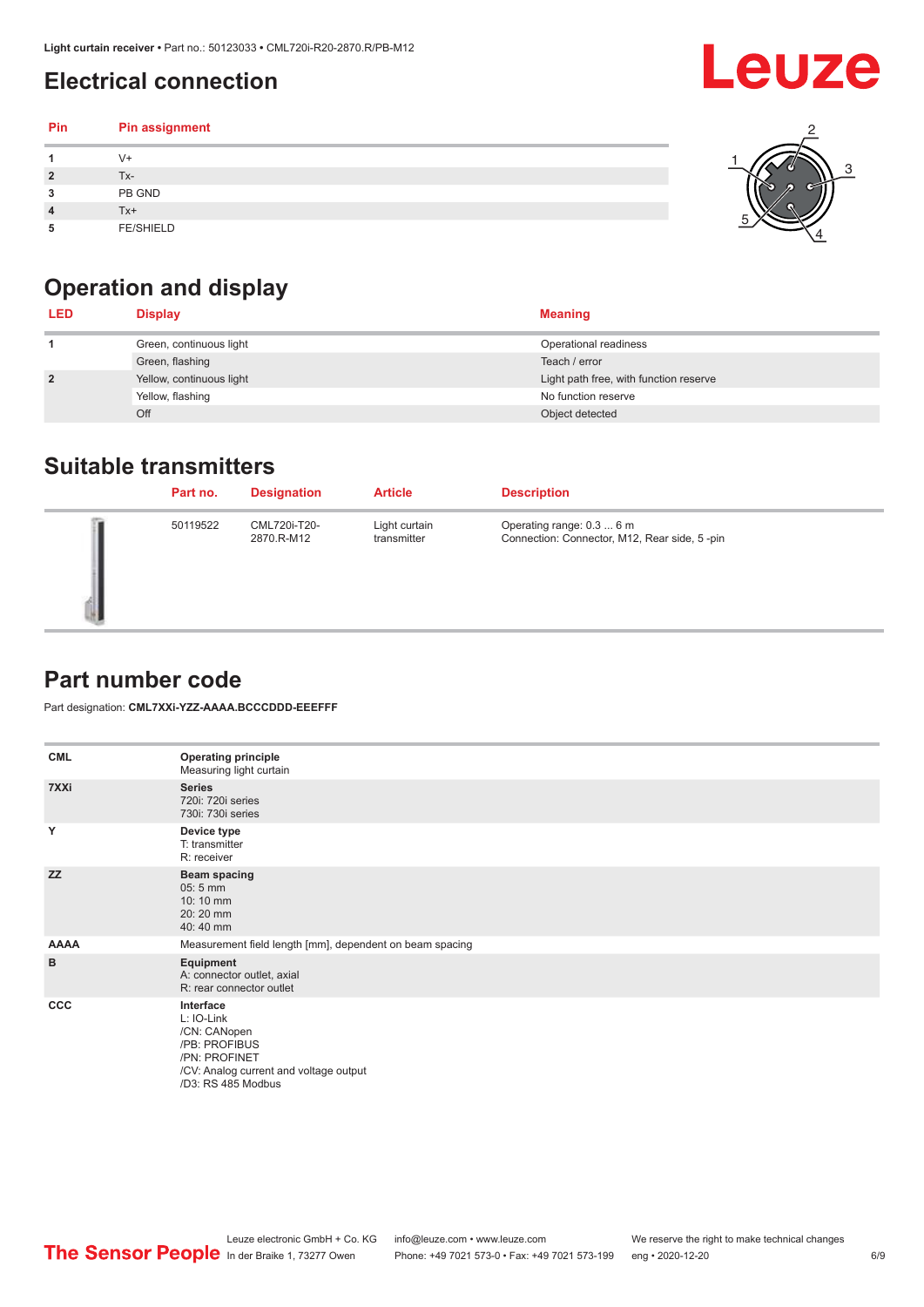## Electrical connection

| Pin | Pin assignment |
|---|---|
| 1 | V+ |
| 2 | Tx- |
| 3 | PB GND |
| 4 | Tx+ |
| 5 | FE/SHIELD |

## Operation and display

| LED | Display | Meaning |
|---|---|---|
| 1 | Green, continuous light | Operational readiness |
| | Green, flashing | Teach / error |
| 2 | Yellow, continuous light | Light path free, with function reserve |
| | Yellow, flashing | No function reserve |
| | Off | Object detected |

## Suitable transmitters

| Part no. | Designation | Article | Description |
|---|---|---|---|
| 50119522 | CML720i-T20-2870.R-M12 | Light curtain transmitter | Operating range: 0.3 ... 6 m<br>Connection: Connector, M12, Rear side, 5 -pin |

## Part number code

Part designation: **CML7XXi-YZZ-AAAA.BCCCDDD-EEEFFF**

| | |
|---|---|
| CML | **Operating principle**<br>Measuring light curtain |
| 7XXi | **Series**<br>720i: 720i series<br>730i: 730i series |
| Y | **Device type**<br>T: transmitter<br>R: receiver |
| ZZ | **Beam spacing**<br>05: 5 mm<br>10: 10 mm<br>20: 20 mm<br>40: 40 mm |
| AAAA | Measurement field length [mm], dependent on beam spacing |
| B | **Equipment**<br>A: connector outlet, axial<br>R: rear connector outlet |
| CCC | **Interface**<br>L: IO-Link<br>/CN: CANopen<br>/PB: PROFIBUS<br>/PN: PROFINET<br>/CV: Analog current and voltage output<br>/D3: RS 485 Modbus |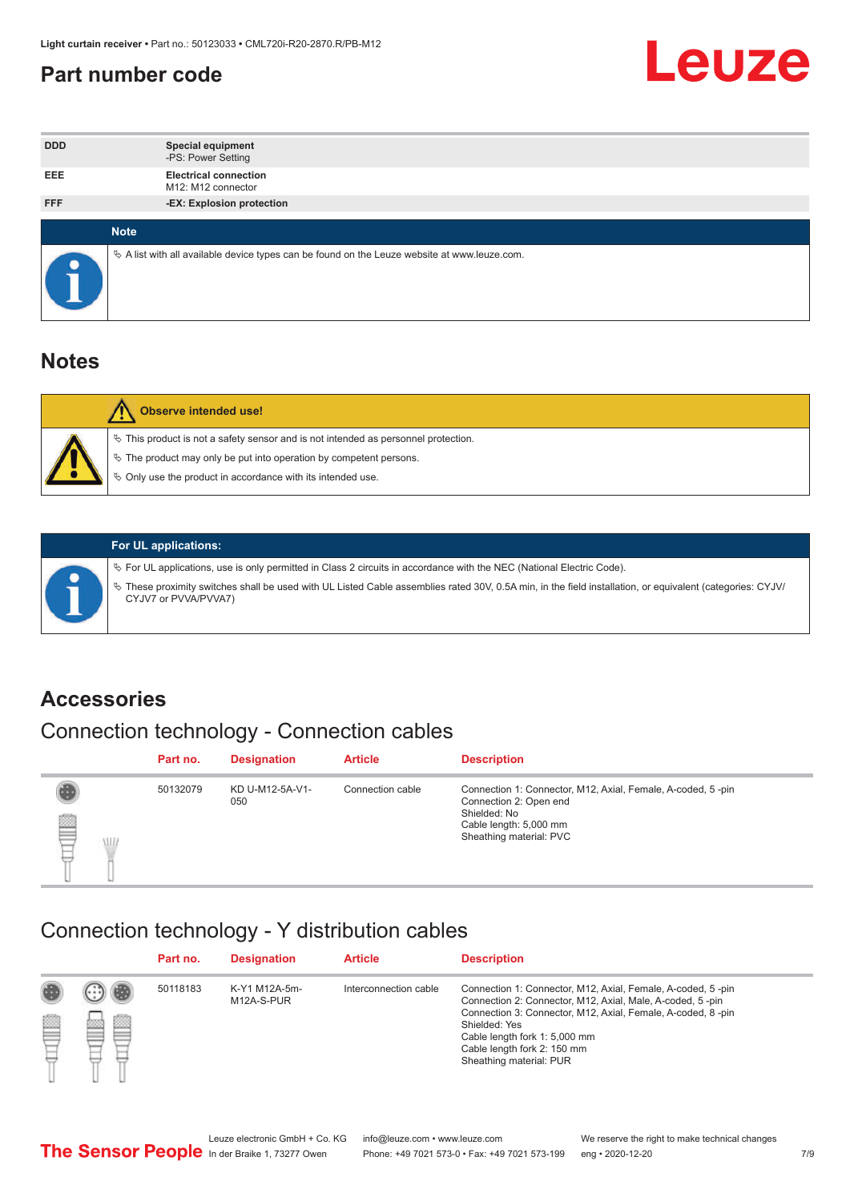## Part number code

| | |
|---|---|
| DDD | **Special equipment**<br>-PS: Power Setting |
| EEE | **Electrical connection**<br>M12: M12 connector |
| FFF | **-EX: Explosion protection** |

**Note**

- A list with all available device types can be found on the Leuze website at www.leuze.com.

## Notes

**Observe intended use!**

- This product is not a safety sensor and is not intended as personnel protection.
- The product may only be put into operation by competent persons.
- Only use the product in accordance with its intended use.

**For UL applications:**

- For UL applications, use is only permitted in Class 2 circuits in accordance with the NEC (National Electric Code).
- These proximity switches shall be used with UL Listed Cable assemblies rated 30V, 0.5A min, in the field installation, or equivalent (categories: CYJV/CYJV7 or PVVA/PVVA7)

## Accessories

### Connection technology - Connection cables

| Part no. | Designation | Article | Description |
|---|---|---|---|
| 50132079 | KD U-M12-5A-V1-050 | Connection cable | Connection 1: Connector, M12, Axial, Female, A-coded, 5 -pin<br>Connection 2: Open end<br>Shielded: No<br>Cable length: 5,000 mm<br>Sheathing material: PVC |

### Connection technology - Y distribution cables

| Part no. | Designation | Article | Description |
|---|---|---|---|
| 50118183 | K-Y1 M12A-5m-M12A-S-PUR | Interconnection cable | Connection 1: Connector, M12, Axial, Female, A-coded, 5 -pin<br>Connection 2: Connector, M12, Axial, Male, A-coded, 5 -pin<br>Connection 3: Connector, M12, Axial, Female, A-coded, 8 -pin<br>Shielded: Yes<br>Cable length fork 1: 5,000 mm<br>Cable length fork 2: 150 mm<br>Sheathing material: PUR |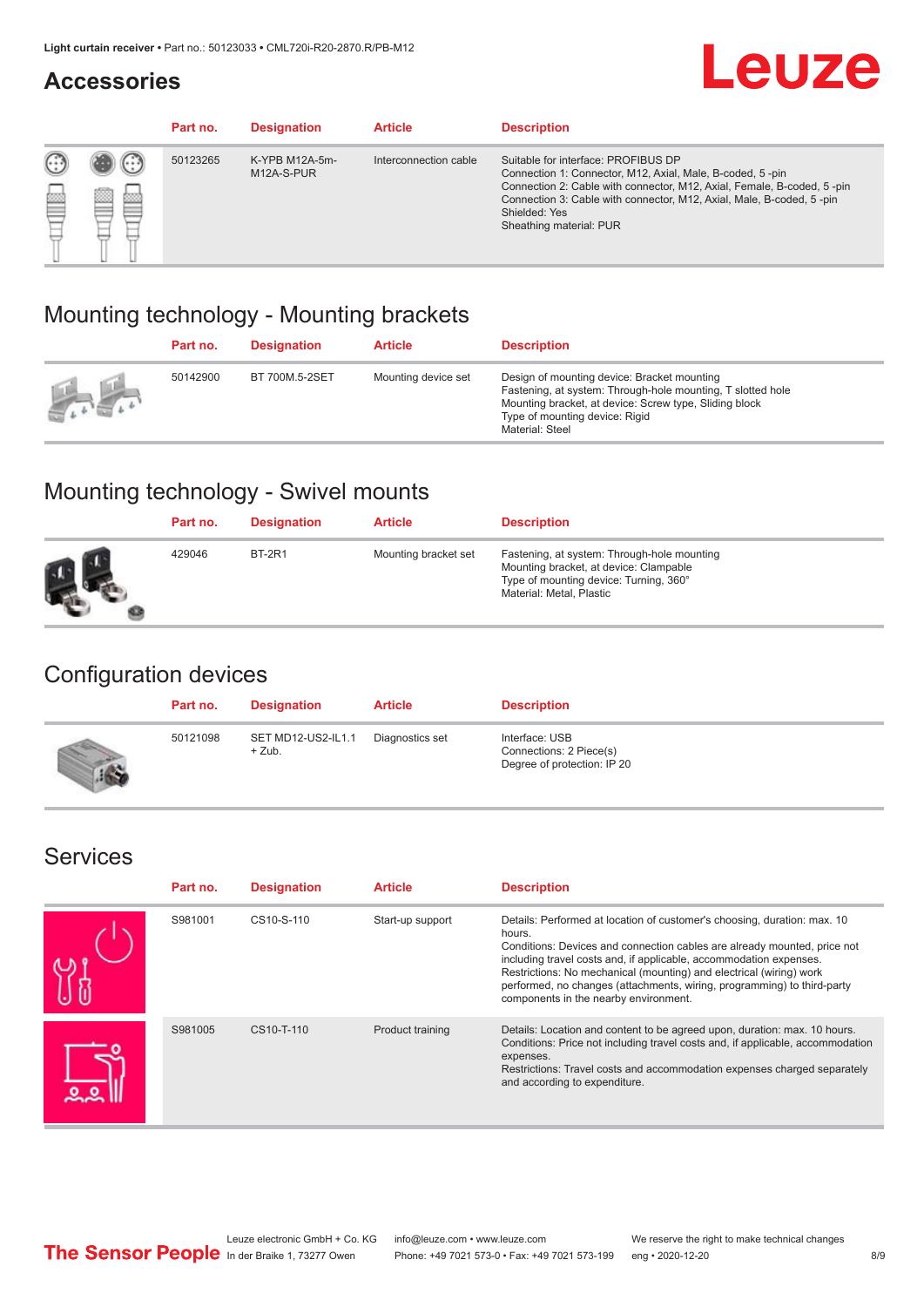## Accessories

| Part no. | Designation | Article | Description |
|---|---|---|---|
| 50123265 | K-YPB M12A-5m-M12A-S-PUR | Interconnection cable | Suitable for interface: PROFIBUS DP<br>Connection 1: Connector, M12, Axial, Male, B-coded, 5 -pin<br>Connection 2: Cable with connector, M12, Axial, Female, B-coded, 5 -pin<br>Connection 3: Cable with connector, M12, Axial, Male, B-coded, 5 -pin<br>Shielded: Yes<br>Sheathing material: PUR |

## Mounting technology - Mounting brackets

| Part no. | Designation | Article | Description |
|---|---|---|---|
| 50142900 | BT 700M.5-2SET | Mounting device set | Design of mounting device: Bracket mounting<br>Fastening, at system: Through-hole mounting, T slotted hole<br>Mounting bracket, at device: Screw type, Sliding block<br>Type of mounting device: Rigid<br>Material: Steel |

## Mounting technology - Swivel mounts

| Part no. | Designation | Article | Description |
|---|---|---|---|
| 429046 | BT-2R1 | Mounting bracket set | Fastening, at system: Through-hole mounting<br>Mounting bracket, at device: Clampable<br>Type of mounting device: Turning, 360°<br>Material: Metal, Plastic |

## Configuration devices

| Part no. | Designation | Article | Description |
|---|---|---|---|
| 50121098 | SET MD12-US2-IL1.1 + Zub. | Diagnostics set | Interface: USB<br>Connections: 2 Piece(s)<br>Degree of protection: IP 20 |

## Services

| Part no. | Designation | Article | Description |
|---|---|---|---|
| S981001 | CS10-S-110 | Start-up support | Details: Performed at location of customer's choosing, duration: max. 10 hours.<br>Conditions: Devices and connection cables are already mounted, price not including travel costs and, if applicable, accommodation expenses.<br>Restrictions: No mechanical (mounting) and electrical (wiring) work performed, no changes (attachments, wiring, programming) to third-party components in the nearby environment. |
| S981005 | CS10-T-110 | Product training | Details: Location and content to be agreed upon, duration: max. 10 hours.<br>Conditions: Price not including travel costs and, if applicable, accommodation expenses.<br>Restrictions: Travel costs and accommodation expenses charged separately and according to expenditure. |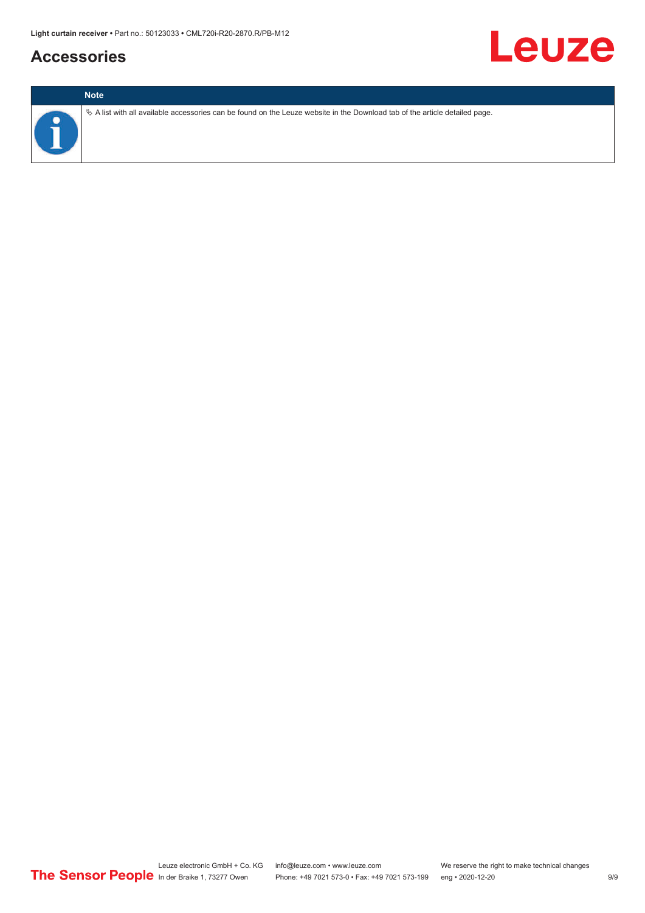## Accessories

| | Note |
|---|---|
| | ↳ A list with all available accessories can be found on the Leuze website in the Download tab of the article detailed page. |